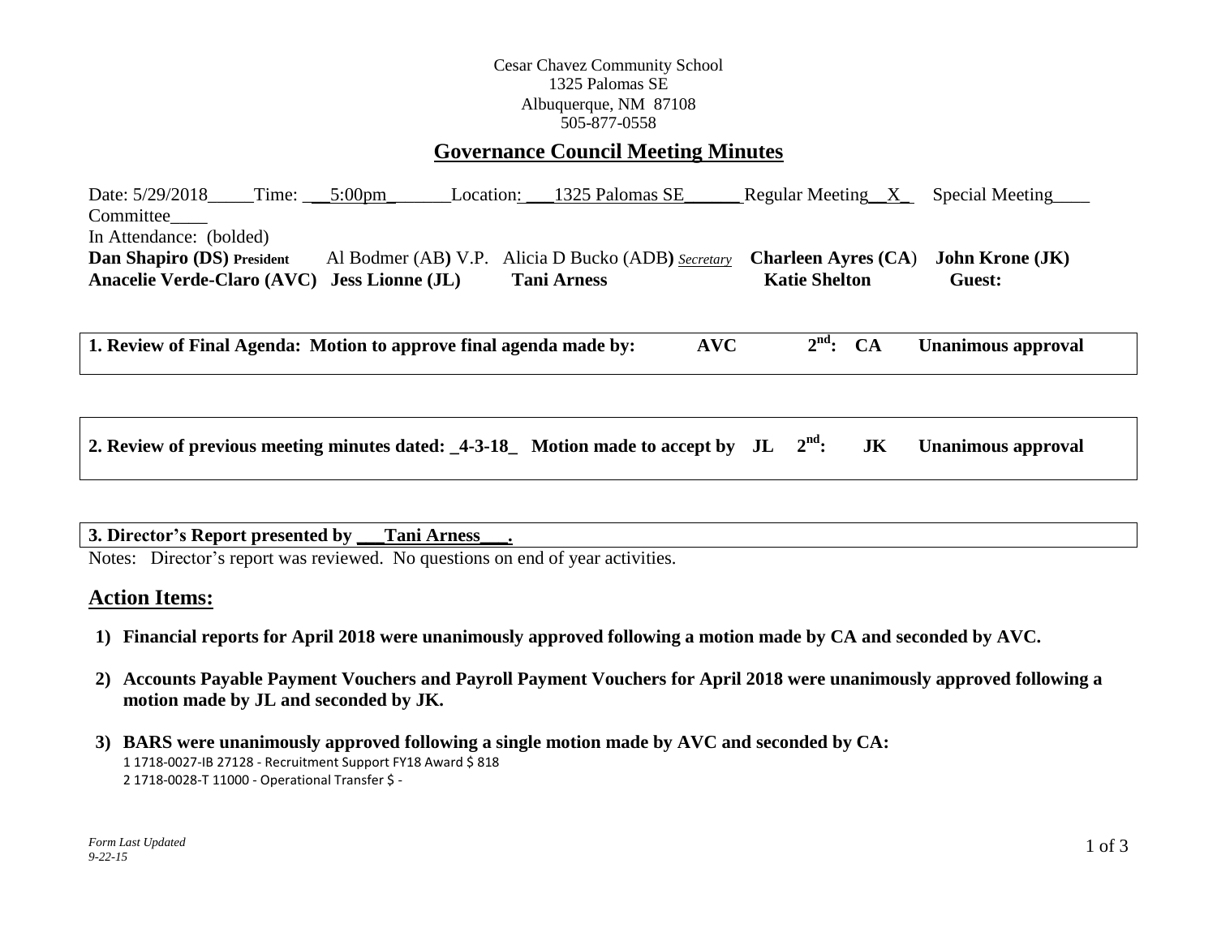Cesar Chavez Community School
1325 Palomas SE
Albuquerque, NM 87108
505-877-0558

# Governance Council Meeting Minutes

Date: 5/29/2018_____Time: ___5:00pm_______Location: ___1325 Palomas SE______ Regular Meeting__X_ Special Meeting____ Committee____

In Attendance: (bolded)

**Dan Shapiro (DS) President** Al Bodmer (AB) V.P. Alicia D Bucko (ADB) *Secretary* **Charleen Ayres (CA)** **John Krone (JK)** **Anacelie Verde-Claro (AVC)** **Jess Lionne (JL)** **Tani Arness** **Katie Shelton** **Guest:**

**1. Review of Final Agenda: Motion to approve final agenda made by: AVC 2nd: CA Unanimous approval**

**2. Review of previous meeting minutes dated: _4-3-18_ Motion made to accept by JL 2nd: JK Unanimous approval**

**3. Director's Report presented by ___Tani Arness___.**

Notes: Director's report was reviewed. No questions on end of year activities.

## Action Items:

1) **Financial reports for April 2018 were unanimously approved following a motion made by CA and seconded by AVC.**
2) **Accounts Payable Payment Vouchers and Payroll Payment Vouchers for April 2018 were unanimously approved following a motion made by JL and seconded by JK.**
3) **BARS were unanimously approved following a single motion made by AVC and seconded by CA:**
   1 1718-0027-IB 27128 - Recruitment Support FY18 Award $ 818
   2 1718-0028-T 11000 - Operational Transfer $ -

*Form Last Updated 9-22-15*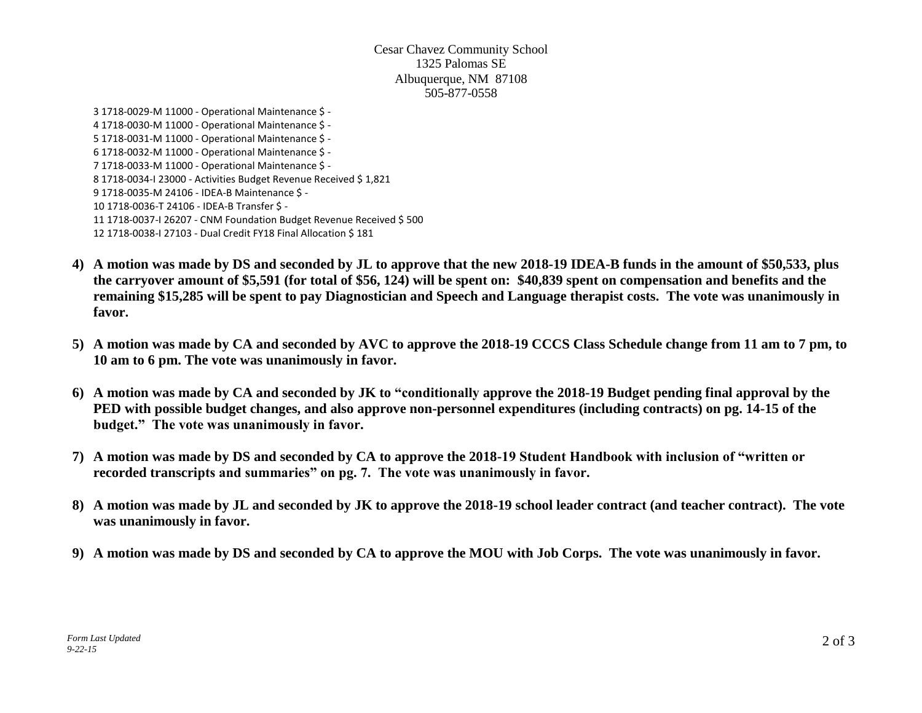Cesar Chavez Community School
1325 Palomas SE
Albuquerque, NM 87108
505-877-0558

3 1718-0029-M 11000 - Operational Maintenance $ -
4 1718-0030-M 11000 - Operational Maintenance $ -
5 1718-0031-M 11000 - Operational Maintenance $ -
6 1718-0032-M 11000 - Operational Maintenance $ -
7 1718-0033-M 11000 - Operational Maintenance $ -
8 1718-0034-I 23000 - Activities Budget Revenue Received $ 1,821
9 1718-0035-M 24106 - IDEA-B Maintenance $ -
10 1718-0036-T 24106 - IDEA-B Transfer $ -
11 1718-0037-I 26207 - CNM Foundation Budget Revenue Received $ 500
12 1718-0038-I 27103 - Dual Credit FY18 Final Allocation $ 181

4) **A motion was made by DS and seconded by JL to approve that the new 2018-19 IDEA-B funds in the amount of $50,533, plus the carryover amount of $5,591 (for total of $56, 124) will be spent on: $40,839 spent on compensation and benefits and the remaining $15,285 will be spent to pay Diagnostician and Speech and Language therapist costs. The vote was unanimously in favor.**

5) **A motion was made by CA and seconded by AVC to approve the 2018-19 CCCS Class Schedule change from 11 am to 7 pm, to 10 am to 6 pm. The vote was unanimously in favor.**

6) **A motion was made by CA and seconded by JK to "conditionally approve the 2018-19 Budget pending final approval by the PED with possible budget changes, and also approve non-personnel expenditures (including contracts) on pg. 14-15 of the budget." The vote was unanimously in favor.**

7) **A motion was made by DS and seconded by CA to approve the 2018-19 Student Handbook with inclusion of "written or recorded transcripts and summaries" on pg. 7. The vote was unanimously in favor.**

8) **A motion was made by JL and seconded by JK to approve the 2018-19 school leader contract (and teacher contract). The vote was unanimously in favor.**

9) **A motion was made by DS and seconded by CA to approve the MOU with Job Corps. The vote was unanimously in favor.**

*Form Last Updated 9-22-15*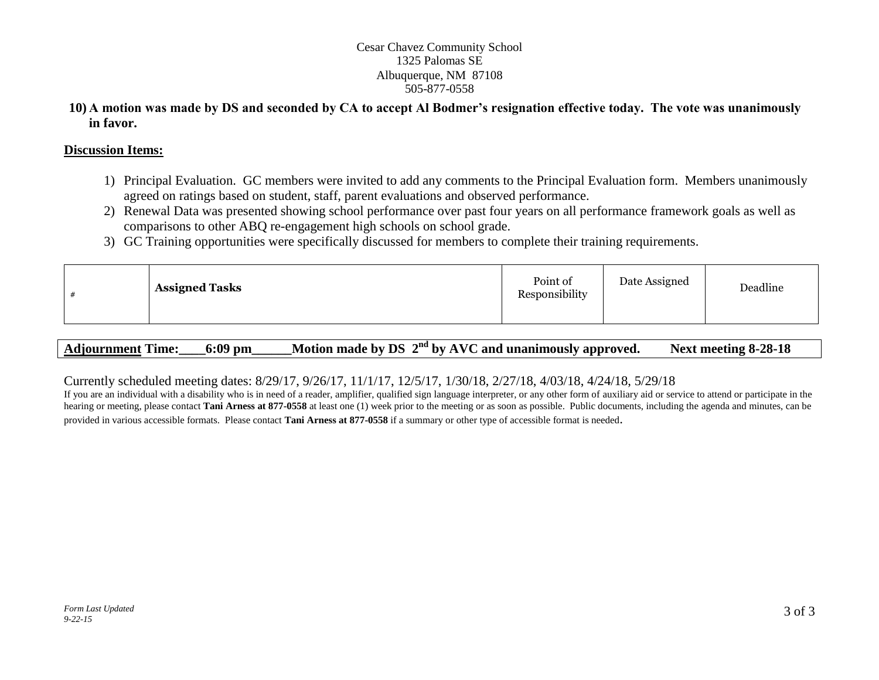Cesar Chavez Community School
1325 Palomas SE
Albuquerque, NM 87108
505-877-0558

10) **A motion was made by DS and seconded by CA to accept Al Bodmer's resignation effective today. The vote was unanimously in favor.**

**Discussion Items:**

1) Principal Evaluation. GC members were invited to add any comments to the Principal Evaluation form. Members unanimously agreed on ratings based on student, staff, parent evaluations and observed performance.
2) Renewal Data was presented showing school performance over past four years on all performance framework goals as well as comparisons to other ABQ re-engagement high schools on school grade.
3) GC Training opportunities were specifically discussed for members to complete their training requirements.

| # | **Assigned Tasks** | Point of Responsibility | Date Assigned | Deadline |
|---|---|---|---|---|

**Adjournment Time:____6:09 pm______Motion made by DS 2nd by AVC and unanimously approved. Next meeting 8-28-18**

Currently scheduled meeting dates: 8/29/17, 9/26/17, 11/1/17, 12/5/17, 1/30/18, 2/27/18, 4/03/18, 4/24/18, 5/29/18

If you are an individual with a disability who is in need of a reader, amplifier, qualified sign language interpreter, or any other form of auxiliary aid or service to attend or participate in the hearing or meeting, please contact **Tani Arness at 877-0558** at least one (1) week prior to the meeting or as soon as possible. Public documents, including the agenda and minutes, can be provided in various accessible formats. Please contact **Tani Arness at 877-0558** if a summary or other type of accessible format is needed.

*Form Last Updated 9-22-15*